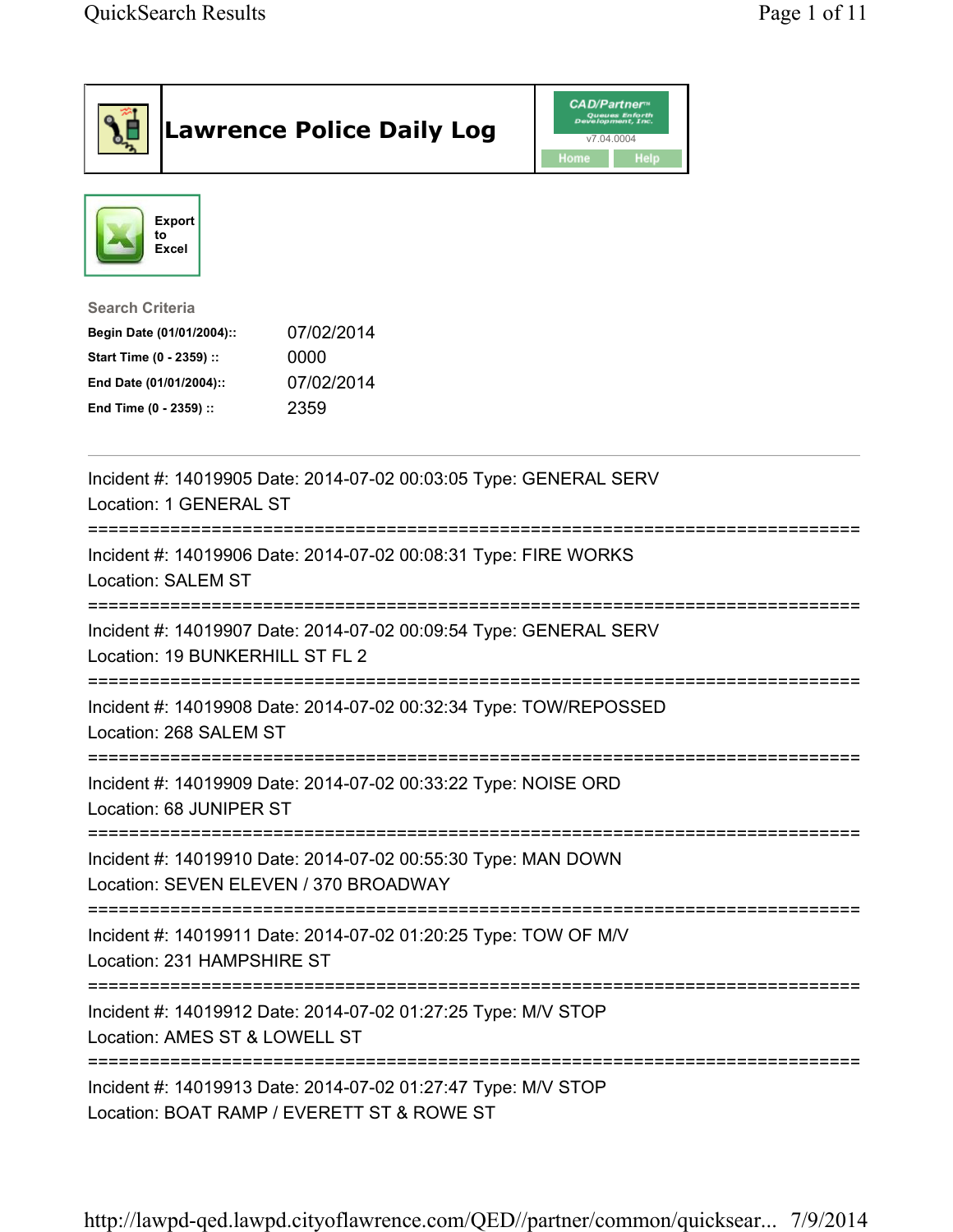# Lawrence Police Daily Log

CAD/Partner™ Queues Enforth Development, Inc.
v7.04.0004

Home | Help

Export to Excel

**Search Criteria**

| | |
|---|---|
| **Begin Date (01/01/2004)::** | 07/02/2014 |
| **Start Time (0 - 2359) ::** | 0000 |
| **End Date (01/01/2004)::** | 07/02/2014 |
| **End Time (0 - 2359) ::** | 2359 |

---

Incident #: 14019905 Date: 2014-07-02 00:03:05 Type: GENERAL SERV
Location: 1 GENERAL ST

===========================================================================

Incident #: 14019906 Date: 2014-07-02 00:08:31 Type: FIRE WORKS
Location: SALEM ST

===========================================================================

Incident #: 14019907 Date: 2014-07-02 00:09:54 Type: GENERAL SERV
Location: 19 BUNKERHILL ST FL 2

===========================================================================

Incident #: 14019908 Date: 2014-07-02 00:32:34 Type: TOW/REPOSSED
Location: 268 SALEM ST

===========================================================================

Incident #: 14019909 Date: 2014-07-02 00:33:22 Type: NOISE ORD
Location: 68 JUNIPER ST

===========================================================================

Incident #: 14019910 Date: 2014-07-02 00:55:30 Type: MAN DOWN
Location: SEVEN ELEVEN / 370 BROADWAY

===========================================================================

Incident #: 14019911 Date: 2014-07-02 01:20:25 Type: TOW OF M/V
Location: 231 HAMPSHIRE ST

===========================================================================

Incident #: 14019912 Date: 2014-07-02 01:27:25 Type: M/V STOP
Location: AMES ST & LOWELL ST

===========================================================================

Incident #: 14019913 Date: 2014-07-02 01:27:47 Type: M/V STOP
Location: BOAT RAMP / EVERETT ST & ROWE ST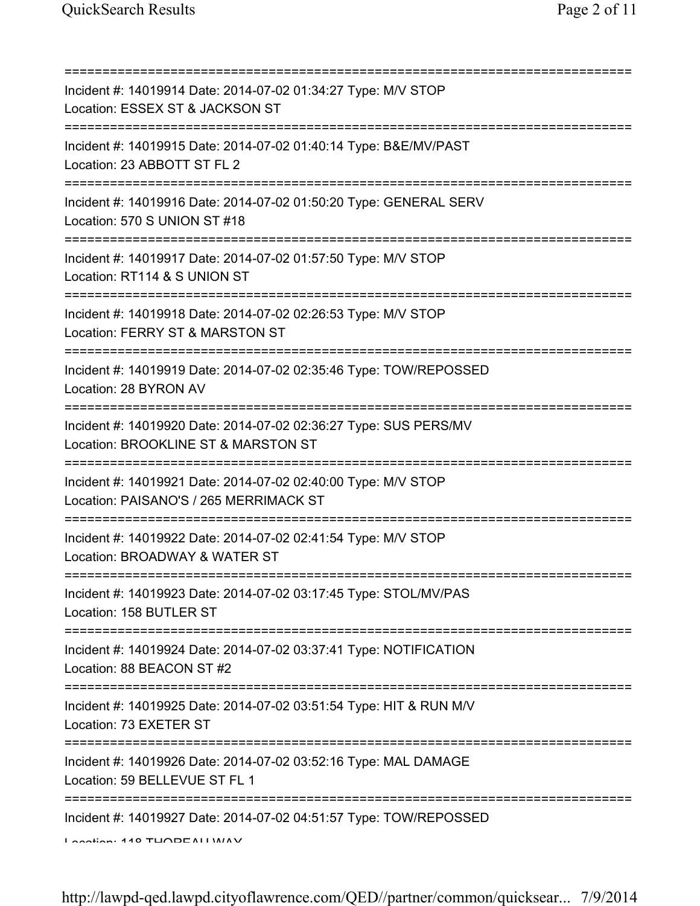===========================================================================
Incident #: 14019914 Date: 2014-07-02 01:34:27 Type: M/V STOP
Location: ESSEX ST & JACKSON ST
===========================================================================
Incident #: 14019915 Date: 2014-07-02 01:40:14 Type: B&E/MV/PAST
Location: 23 ABBOTT ST FL 2
===========================================================================
Incident #: 14019916 Date: 2014-07-02 01:50:20 Type: GENERAL SERV
Location: 570 S UNION ST #18
===========================================================================
Incident #: 14019917 Date: 2014-07-02 01:57:50 Type: M/V STOP
Location: RT114 & S UNION ST
===========================================================================
Incident #: 14019918 Date: 2014-07-02 02:26:53 Type: M/V STOP
Location: FERRY ST & MARSTON ST
===========================================================================
Incident #: 14019919 Date: 2014-07-02 02:35:46 Type: TOW/REPOSSED
Location: 28 BYRON AV
===========================================================================
Incident #: 14019920 Date: 2014-07-02 02:36:27 Type: SUS PERS/MV
Location: BROOKLINE ST & MARSTON ST
===========================================================================
Incident #: 14019921 Date: 2014-07-02 02:40:00 Type: M/V STOP
Location: PAISANO'S / 265 MERRIMACK ST
===========================================================================
Incident #: 14019922 Date: 2014-07-02 02:41:54 Type: M/V STOP
Location: BROADWAY & WATER ST
===========================================================================
Incident #: 14019923 Date: 2014-07-02 03:17:45 Type: STOL/MV/PAS
Location: 158 BUTLER ST
===========================================================================
Incident #: 14019924 Date: 2014-07-02 03:37:41 Type: NOTIFICATION
Location: 88 BEACON ST #2
===========================================================================
Incident #: 14019925 Date: 2014-07-02 03:51:54 Type: HIT & RUN M/V
Location: 73 EXETER ST
===========================================================================
Incident #: 14019926 Date: 2014-07-02 03:52:16 Type: MAL DAMAGE
Location: 59 BELLEVUE ST FL 1
===========================================================================
Incident #: 14019927 Date: 2014-07-02 04:51:57 Type: TOW/REPOSSED
Location: 118 THOREAU WAY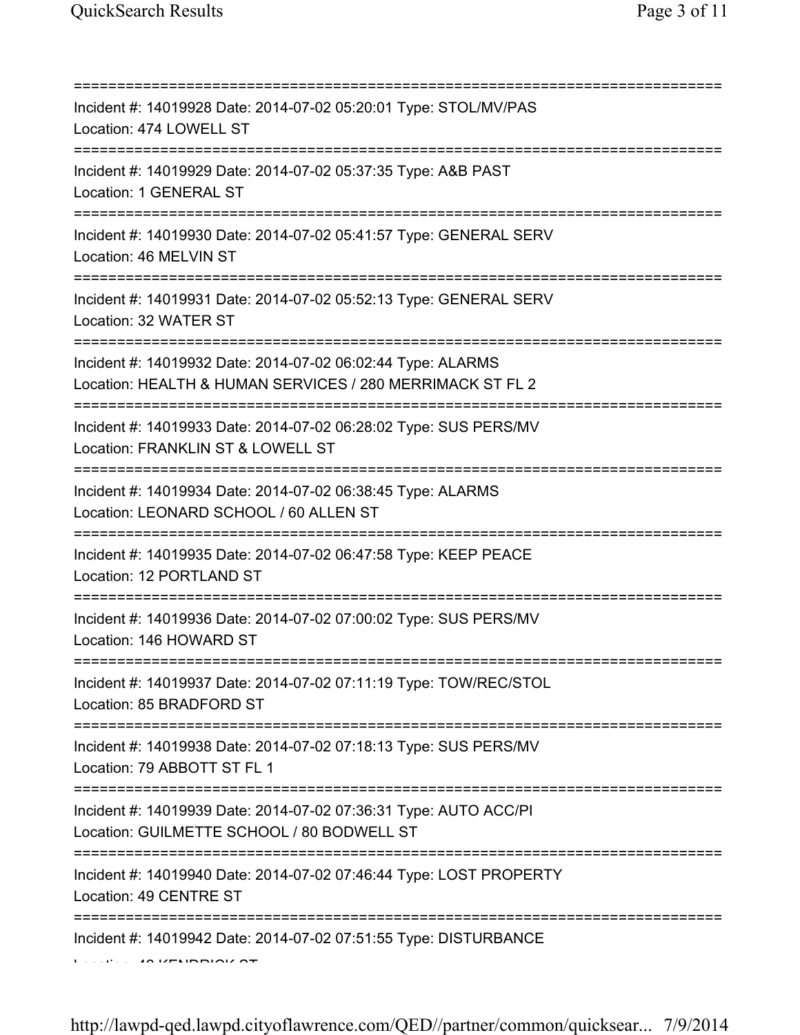===========================================================================
Incident #: 14019928 Date: 2014-07-02 05:20:01 Type: STOL/MV/PAS
Location: 474 LOWELL ST
===========================================================================
Incident #: 14019929 Date: 2014-07-02 05:37:35 Type: A&B PAST
Location: 1 GENERAL ST
===========================================================================
Incident #: 14019930 Date: 2014-07-02 05:41:57 Type: GENERAL SERV
Location: 46 MELVIN ST
===========================================================================
Incident #: 14019931 Date: 2014-07-02 05:52:13 Type: GENERAL SERV
Location: 32 WATER ST
===========================================================================
Incident #: 14019932 Date: 2014-07-02 06:02:44 Type: ALARMS
Location: HEALTH & HUMAN SERVICES / 280 MERRIMACK ST FL 2
===========================================================================
Incident #: 14019933 Date: 2014-07-02 06:28:02 Type: SUS PERS/MV
Location: FRANKLIN ST & LOWELL ST
===========================================================================
Incident #: 14019934 Date: 2014-07-02 06:38:45 Type: ALARMS
Location: LEONARD SCHOOL / 60 ALLEN ST
===========================================================================
Incident #: 14019935 Date: 2014-07-02 06:47:58 Type: KEEP PEACE
Location: 12 PORTLAND ST
===========================================================================
Incident #: 14019936 Date: 2014-07-02 07:00:02 Type: SUS PERS/MV
Location: 146 HOWARD ST
===========================================================================
Incident #: 14019937 Date: 2014-07-02 07:11:19 Type: TOW/REC/STOL
Location: 85 BRADFORD ST
===========================================================================
Incident #: 14019938 Date: 2014-07-02 07:18:13 Type: SUS PERS/MV
Location: 79 ABBOTT ST FL 1
===========================================================================
Incident #: 14019939 Date: 2014-07-02 07:36:31 Type: AUTO ACC/PI
Location: GUILMETTE SCHOOL / 80 BODWELL ST
===========================================================================
Incident #: 14019940 Date: 2014-07-02 07:46:44 Type: LOST PROPERTY
Location: 49 CENTRE ST
===========================================================================
Incident #: 14019942 Date: 2014-07-02 07:51:55 Type: DISTURBANCE
Location: 48 KENDRICK ST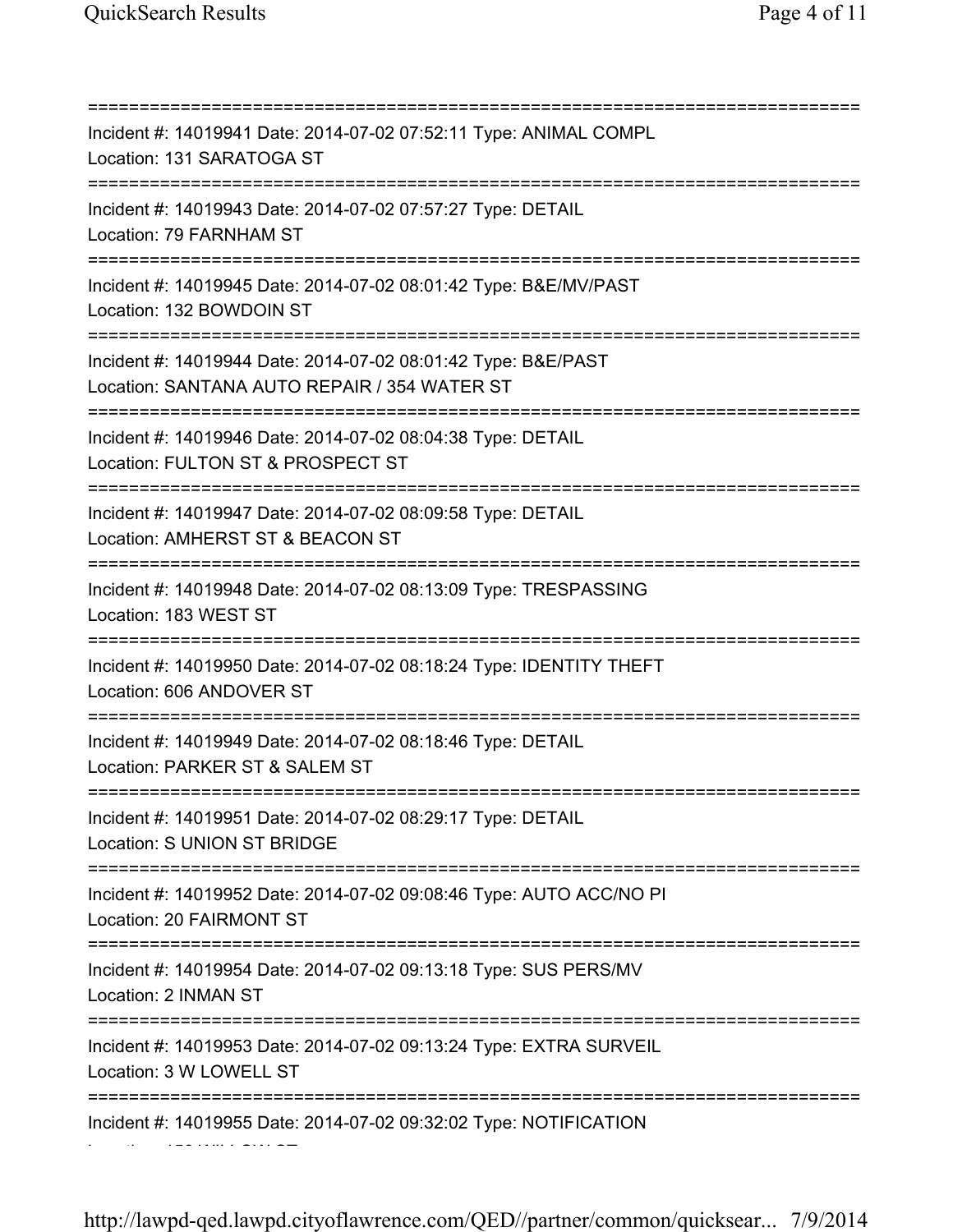===========================================================================
Incident #: 14019941 Date: 2014-07-02 07:52:11 Type: ANIMAL COMPL
Location: 131 SARATOGA ST
===========================================================================
Incident #: 14019943 Date: 2014-07-02 07:57:27 Type: DETAIL
Location: 79 FARNHAM ST
===========================================================================
Incident #: 14019945 Date: 2014-07-02 08:01:42 Type: B&E/MV/PAST
Location: 132 BOWDOIN ST
===========================================================================
Incident #: 14019944 Date: 2014-07-02 08:01:42 Type: B&E/PAST
Location: SANTANA AUTO REPAIR / 354 WATER ST
===========================================================================
Incident #: 14019946 Date: 2014-07-02 08:04:38 Type: DETAIL
Location: FULTON ST & PROSPECT ST
===========================================================================
Incident #: 14019947 Date: 2014-07-02 08:09:58 Type: DETAIL
Location: AMHERST ST & BEACON ST
===========================================================================
Incident #: 14019948 Date: 2014-07-02 08:13:09 Type: TRESPASSING
Location: 183 WEST ST
===========================================================================
Incident #: 14019950 Date: 2014-07-02 08:18:24 Type: IDENTITY THEFT
Location: 606 ANDOVER ST
===========================================================================
Incident #: 14019949 Date: 2014-07-02 08:18:46 Type: DETAIL
Location: PARKER ST & SALEM ST
===========================================================================
Incident #: 14019951 Date: 2014-07-02 08:29:17 Type: DETAIL
Location: S UNION ST BRIDGE
===========================================================================
Incident #: 14019952 Date: 2014-07-02 09:08:46 Type: AUTO ACC/NO PI
Location: 20 FAIRMONT ST
===========================================================================
Incident #: 14019954 Date: 2014-07-02 09:13:18 Type: SUS PERS/MV
Location: 2 INMAN ST
===========================================================================
Incident #: 14019953 Date: 2014-07-02 09:13:24 Type: EXTRA SURVEIL
Location: 3 W LOWELL ST
===========================================================================
Incident #: 14019955 Date: 2014-07-02 09:32:02 Type: NOTIFICATION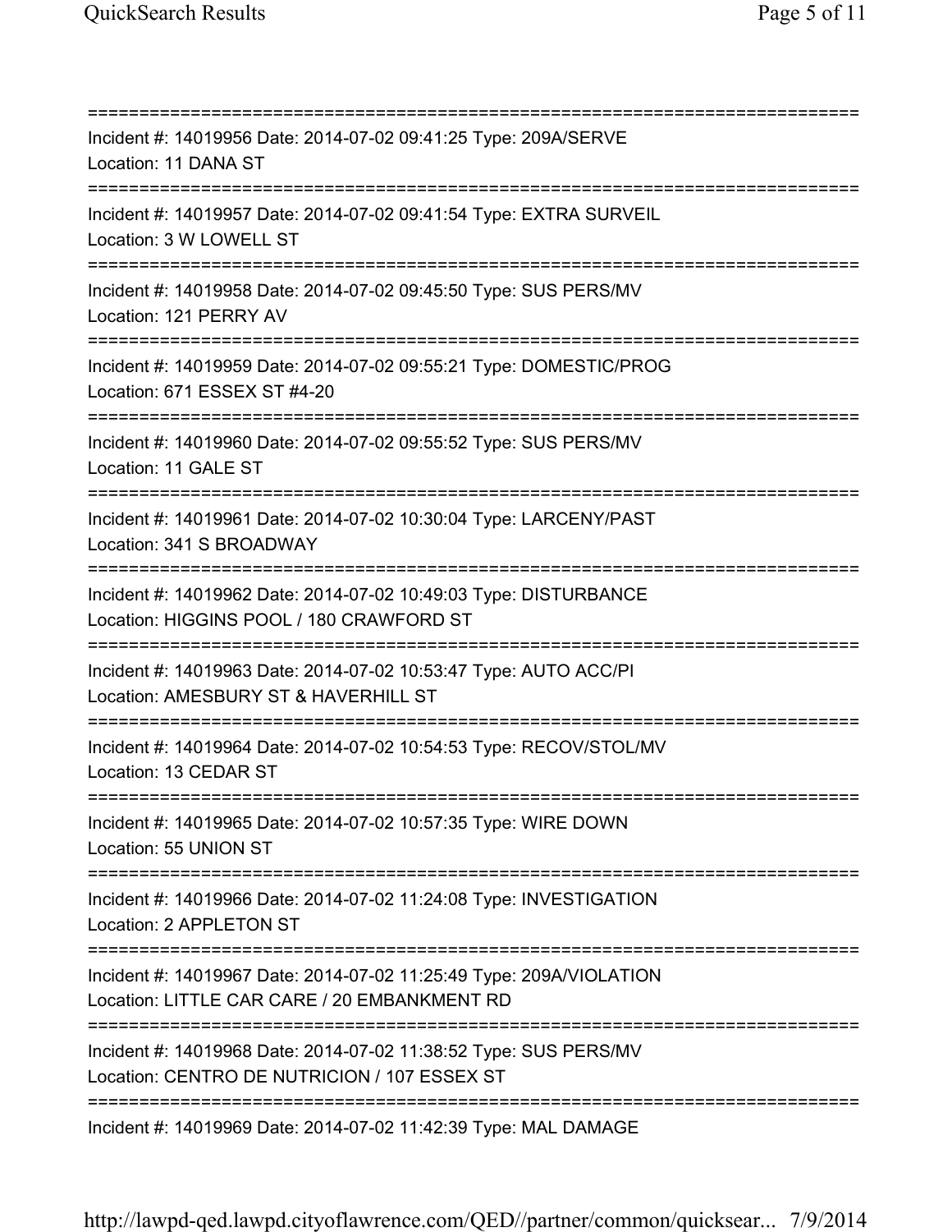===========================================================================

Incident #: 14019956 Date: 2014-07-02 09:41:25 Type: 209A/SERVE
Location: 11 DANA ST

===========================================================================

Incident #: 14019957 Date: 2014-07-02 09:41:54 Type: EXTRA SURVEIL
Location: 3 W LOWELL ST

===========================================================================

Incident #: 14019958 Date: 2014-07-02 09:45:50 Type: SUS PERS/MV
Location: 121 PERRY AV

===========================================================================

Incident #: 14019959 Date: 2014-07-02 09:55:21 Type: DOMESTIC/PROG
Location: 671 ESSEX ST #4-20

===========================================================================

Incident #: 14019960 Date: 2014-07-02 09:55:52 Type: SUS PERS/MV
Location: 11 GALE ST

===========================================================================

Incident #: 14019961 Date: 2014-07-02 10:30:04 Type: LARCENY/PAST
Location: 341 S BROADWAY

===========================================================================

Incident #: 14019962 Date: 2014-07-02 10:49:03 Type: DISTURBANCE
Location: HIGGINS POOL / 180 CRAWFORD ST

===========================================================================

Incident #: 14019963 Date: 2014-07-02 10:53:47 Type: AUTO ACC/PI
Location: AMESBURY ST & HAVERHILL ST

===========================================================================

Incident #: 14019964 Date: 2014-07-02 10:54:53 Type: RECOV/STOL/MV
Location: 13 CEDAR ST

===========================================================================

Incident #: 14019965 Date: 2014-07-02 10:57:35 Type: WIRE DOWN
Location: 55 UNION ST

===========================================================================

Incident #: 14019966 Date: 2014-07-02 11:24:08 Type: INVESTIGATION
Location: 2 APPLETON ST

===========================================================================

Incident #: 14019967 Date: 2014-07-02 11:25:49 Type: 209A/VIOLATION
Location: LITTLE CAR CARE / 20 EMBANKMENT RD

===========================================================================

Incident #: 14019968 Date: 2014-07-02 11:38:52 Type: SUS PERS/MV
Location: CENTRO DE NUTRICION / 107 ESSEX ST

===========================================================================

Incident #: 14019969 Date: 2014-07-02 11:42:39 Type: MAL DAMAGE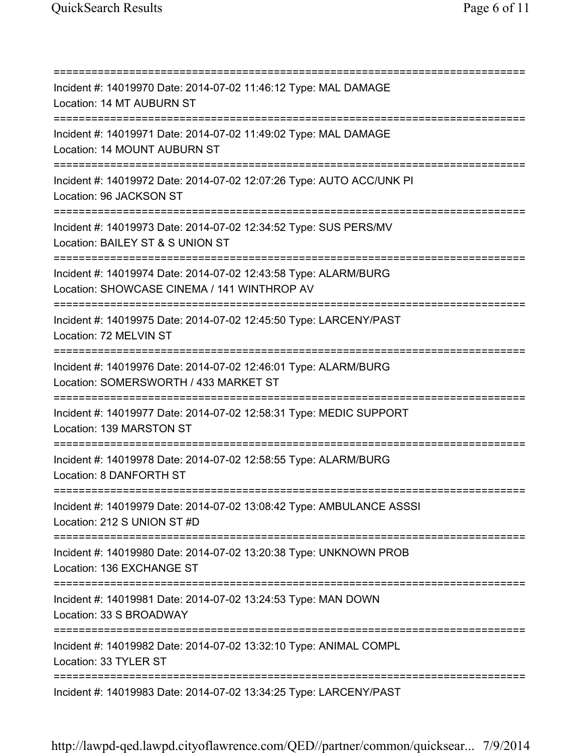===========================================================================
Incident #: 14019970 Date: 2014-07-02 11:46:12 Type: MAL DAMAGE
Location: 14 MT AUBURN ST
===========================================================================
Incident #: 14019971 Date: 2014-07-02 11:49:02 Type: MAL DAMAGE
Location: 14 MOUNT AUBURN ST
===========================================================================
Incident #: 14019972 Date: 2014-07-02 12:07:26 Type: AUTO ACC/UNK PI
Location: 96 JACKSON ST
===========================================================================
Incident #: 14019973 Date: 2014-07-02 12:34:52 Type: SUS PERS/MV
Location: BAILEY ST & S UNION ST
===========================================================================
Incident #: 14019974 Date: 2014-07-02 12:43:58 Type: ALARM/BURG
Location: SHOWCASE CINEMA / 141 WINTHROP AV
===========================================================================
Incident #: 14019975 Date: 2014-07-02 12:45:50 Type: LARCENY/PAST
Location: 72 MELVIN ST
===========================================================================
Incident #: 14019976 Date: 2014-07-02 12:46:01 Type: ALARM/BURG
Location: SOMERSWORTH / 433 MARKET ST
===========================================================================
Incident #: 14019977 Date: 2014-07-02 12:58:31 Type: MEDIC SUPPORT
Location: 139 MARSTON ST
===========================================================================
Incident #: 14019978 Date: 2014-07-02 12:58:55 Type: ALARM/BURG
Location: 8 DANFORTH ST
===========================================================================
Incident #: 14019979 Date: 2014-07-02 13:08:42 Type: AMBULANCE ASSSI
Location: 212 S UNION ST #D
===========================================================================
Incident #: 14019980 Date: 2014-07-02 13:20:38 Type: UNKNOWN PROB
Location: 136 EXCHANGE ST
===========================================================================
Incident #: 14019981 Date: 2014-07-02 13:24:53 Type: MAN DOWN
Location: 33 S BROADWAY
===========================================================================
Incident #: 14019982 Date: 2014-07-02 13:32:10 Type: ANIMAL COMPL
Location: 33 TYLER ST
===========================================================================
Incident #: 14019983 Date: 2014-07-02 13:34:25 Type: LARCENY/PAST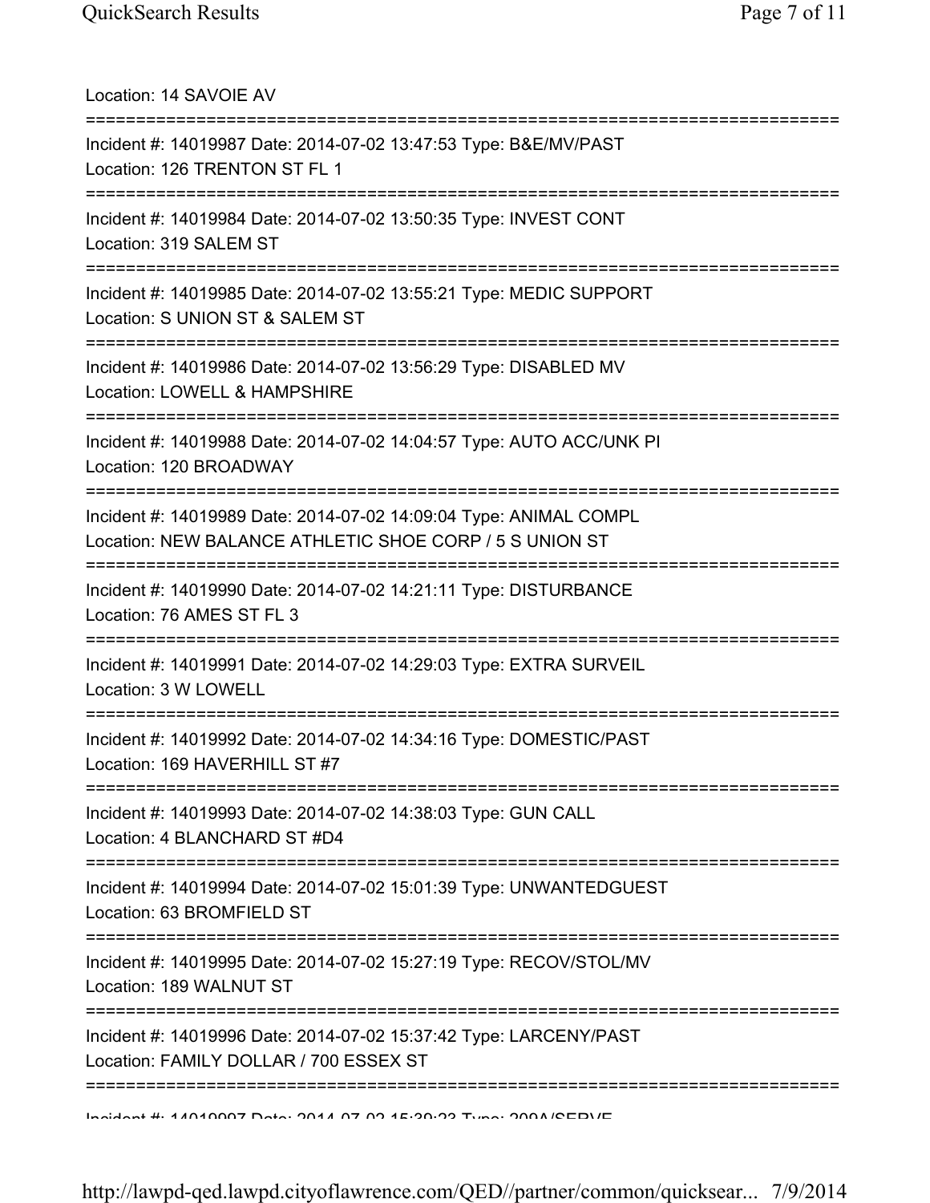Location: 14 SAVOIE AV

===========================================================================

Incident #: 14019987 Date: 2014-07-02 13:47:53 Type: B&E/MV/PAST
Location: 126 TRENTON ST FL 1

===========================================================================

Incident #: 14019984 Date: 2014-07-02 13:50:35 Type: INVEST CONT
Location: 319 SALEM ST

===========================================================================

Incident #: 14019985 Date: 2014-07-02 13:55:21 Type: MEDIC SUPPORT
Location: S UNION ST & SALEM ST

===========================================================================

Incident #: 14019986 Date: 2014-07-02 13:56:29 Type: DISABLED MV
Location: LOWELL & HAMPSHIRE

===========================================================================

Incident #: 14019988 Date: 2014-07-02 14:04:57 Type: AUTO ACC/UNK PI
Location: 120 BROADWAY

===========================================================================

Incident #: 14019989 Date: 2014-07-02 14:09:04 Type: ANIMAL COMPL
Location: NEW BALANCE ATHLETIC SHOE CORP / 5 S UNION ST

===========================================================================

Incident #: 14019990 Date: 2014-07-02 14:21:11 Type: DISTURBANCE
Location: 76 AMES ST FL 3

===========================================================================

Incident #: 14019991 Date: 2014-07-02 14:29:03 Type: EXTRA SURVEIL
Location: 3 W LOWELL

===========================================================================

Incident #: 14019992 Date: 2014-07-02 14:34:16 Type: DOMESTIC/PAST
Location: 169 HAVERHILL ST #7

===========================================================================

Incident #: 14019993 Date: 2014-07-02 14:38:03 Type: GUN CALL
Location: 4 BLANCHARD ST #D4

===========================================================================

Incident #: 14019994 Date: 2014-07-02 15:01:39 Type: UNWANTEDGUEST
Location: 63 BROMFIELD ST

===========================================================================

Incident #: 14019995 Date: 2014-07-02 15:27:19 Type: RECOV/STOL/MV
Location: 189 WALNUT ST

===========================================================================

Incident #: 14019996 Date: 2014-07-02 15:37:42 Type: LARCENY/PAST
Location: FAMILY DOLLAR / 700 ESSEX ST

===========================================================================

Incident #: 14019997 Date: 2014-07-02 15:39:23 Type: 209A/SERVE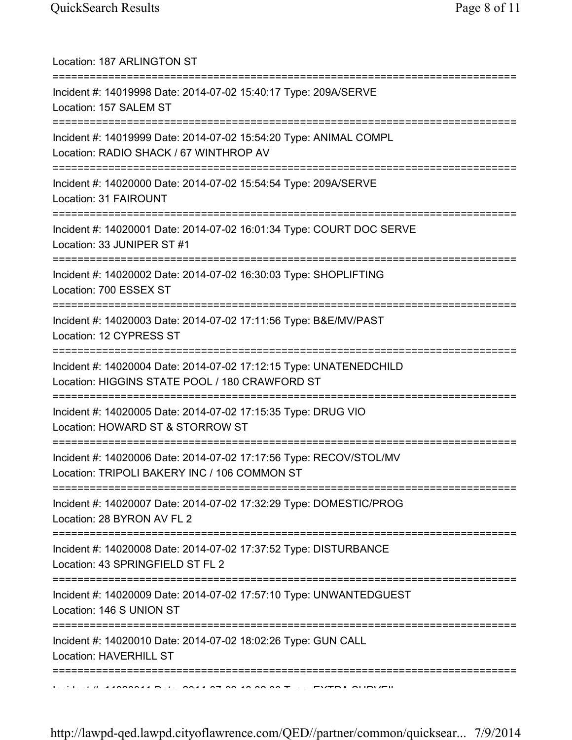Location: 187 ARLINGTON ST

===========================================================================

Incident #: 14019998 Date: 2014-07-02 15:40:17 Type: 209A/SERVE
Location: 157 SALEM ST

===========================================================================

Incident #: 14019999 Date: 2014-07-02 15:54:20 Type: ANIMAL COMPL
Location: RADIO SHACK / 67 WINTHROP AV

===========================================================================

Incident #: 14020000 Date: 2014-07-02 15:54:54 Type: 209A/SERVE
Location: 31 FAIROUNT

===========================================================================

Incident #: 14020001 Date: 2014-07-02 16:01:34 Type: COURT DOC SERVE
Location: 33 JUNIPER ST #1

===========================================================================

Incident #: 14020002 Date: 2014-07-02 16:30:03 Type: SHOPLIFTING
Location: 700 ESSEX ST

===========================================================================

Incident #: 14020003 Date: 2014-07-02 17:11:56 Type: B&E/MV/PAST
Location: 12 CYPRESS ST

===========================================================================

Incident #: 14020004 Date: 2014-07-02 17:12:15 Type: UNATENEDCHILD
Location: HIGGINS STATE POOL / 180 CRAWFORD ST

===========================================================================

Incident #: 14020005 Date: 2014-07-02 17:15:35 Type: DRUG VIO
Location: HOWARD ST & STORROW ST

===========================================================================

Incident #: 14020006 Date: 2014-07-02 17:17:56 Type: RECOV/STOL/MV
Location: TRIPOLI BAKERY INC / 106 COMMON ST

===========================================================================

Incident #: 14020007 Date: 2014-07-02 17:32:29 Type: DOMESTIC/PROG
Location: 28 BYRON AV FL 2

===========================================================================

Incident #: 14020008 Date: 2014-07-02 17:37:52 Type: DISTURBANCE
Location: 43 SPRINGFIELD ST FL 2

===========================================================================

Incident #: 14020009 Date: 2014-07-02 17:57:10 Type: UNWANTEDGUEST
Location: 146 S UNION ST

===========================================================================

Incident #: 14020010 Date: 2014-07-02 18:02:26 Type: GUN CALL
Location: HAVERHILL ST

===========================================================================

Incident #: 14020011 Date: 2014-07-02 18:02:30 Type: EXTRA SURVEIL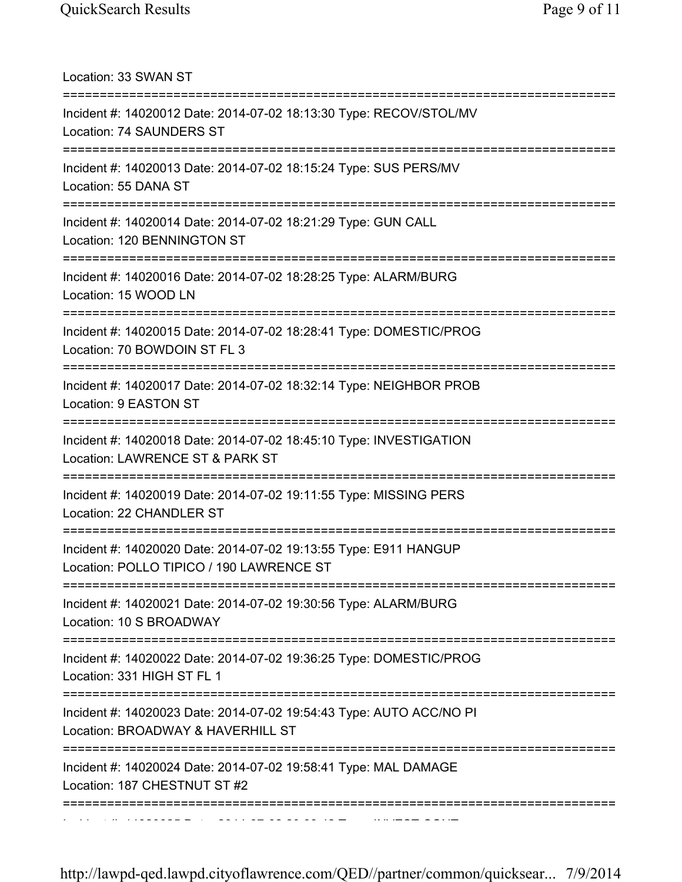Location: 33 SWAN ST

===========================================================================

Incident #: 14020012 Date: 2014-07-02 18:13:30 Type: RECOV/STOL/MV

Location: 74 SAUNDERS ST

===========================================================================

Incident #: 14020013 Date: 2014-07-02 18:15:24 Type: SUS PERS/MV

Location: 55 DANA ST

===========================================================================

Incident #: 14020014 Date: 2014-07-02 18:21:29 Type: GUN CALL

Location: 120 BENNINGTON ST

===========================================================================

Incident #: 14020016 Date: 2014-07-02 18:28:25 Type: ALARM/BURG

Location: 15 WOOD LN

===========================================================================

Incident #: 14020015 Date: 2014-07-02 18:28:41 Type: DOMESTIC/PROG

Location: 70 BOWDOIN ST FL 3

===========================================================================

Incident #: 14020017 Date: 2014-07-02 18:32:14 Type: NEIGHBOR PROB

Location: 9 EASTON ST

===========================================================================

Incident #: 14020018 Date: 2014-07-02 18:45:10 Type: INVESTIGATION

Location: LAWRENCE ST & PARK ST

===========================================================================

Incident #: 14020019 Date: 2014-07-02 19:11:55 Type: MISSING PERS

Location: 22 CHANDLER ST

===========================================================================

Incident #: 14020020 Date: 2014-07-02 19:13:55 Type: E911 HANGUP

Location: POLLO TIPICO / 190 LAWRENCE ST

===========================================================================

Incident #: 14020021 Date: 2014-07-02 19:30:56 Type: ALARM/BURG

Location: 10 S BROADWAY

===========================================================================

Incident #: 14020022 Date: 2014-07-02 19:36:25 Type: DOMESTIC/PROG

Location: 331 HIGH ST FL 1

===========================================================================

Incident #: 14020023 Date: 2014-07-02 19:54:43 Type: AUTO ACC/NO PI

Location: BROADWAY & HAVERHILL ST

===========================================================================

Incident #: 14020024 Date: 2014-07-02 19:58:41 Type: MAL DAMAGE

Location: 187 CHESTNUT ST #2

===========================================================================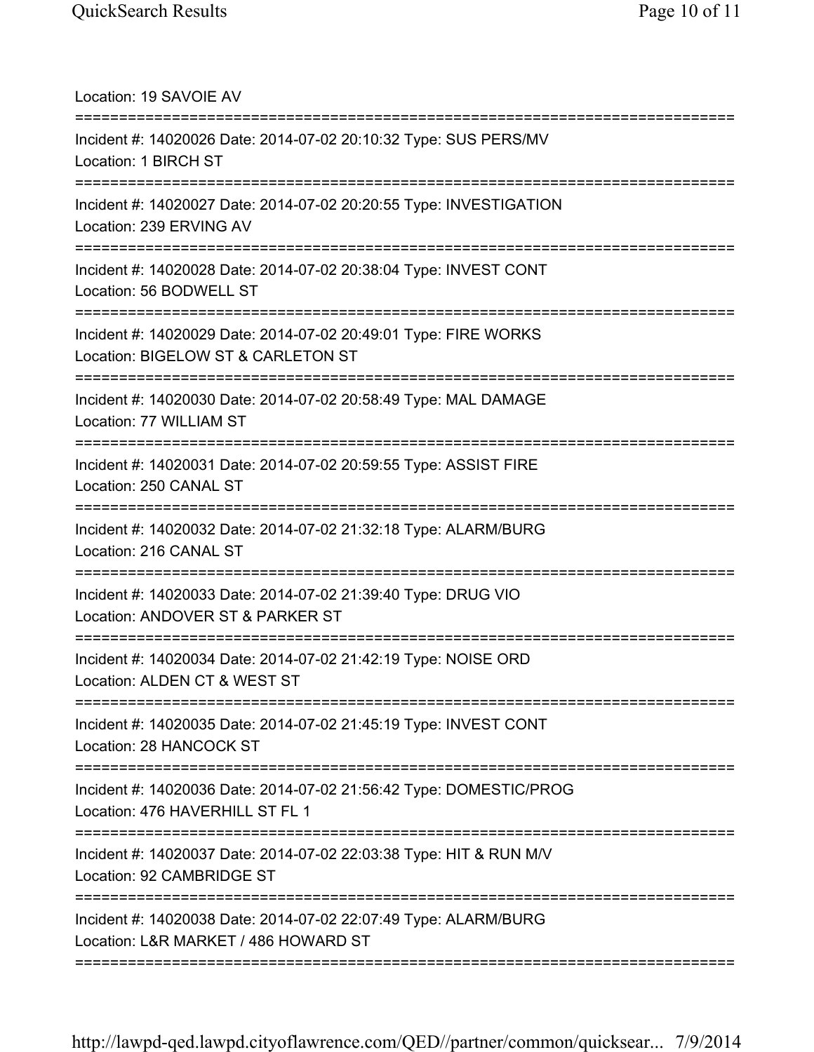Location: 19 SAVOIE AV

===========================================================================

Incident #: 14020026 Date: 2014-07-02 20:10:32 Type: SUS PERS/MV
Location: 1 BIRCH ST

===========================================================================

Incident #: 14020027 Date: 2014-07-02 20:20:55 Type: INVESTIGATION
Location: 239 ERVING AV

===========================================================================

Incident #: 14020028 Date: 2014-07-02 20:38:04 Type: INVEST CONT
Location: 56 BODWELL ST

===========================================================================

Incident #: 14020029 Date: 2014-07-02 20:49:01 Type: FIRE WORKS
Location: BIGELOW ST & CARLETON ST

===========================================================================

Incident #: 14020030 Date: 2014-07-02 20:58:49 Type: MAL DAMAGE
Location: 77 WILLIAM ST

===========================================================================

Incident #: 14020031 Date: 2014-07-02 20:59:55 Type: ASSIST FIRE
Location: 250 CANAL ST

===========================================================================

Incident #: 14020032 Date: 2014-07-02 21:32:18 Type: ALARM/BURG
Location: 216 CANAL ST

===========================================================================

Incident #: 14020033 Date: 2014-07-02 21:39:40 Type: DRUG VIO
Location: ANDOVER ST & PARKER ST

===========================================================================

Incident #: 14020034 Date: 2014-07-02 21:42:19 Type: NOISE ORD
Location: ALDEN CT & WEST ST

===========================================================================

Incident #: 14020035 Date: 2014-07-02 21:45:19 Type: INVEST CONT
Location: 28 HANCOCK ST

===========================================================================

Incident #: 14020036 Date: 2014-07-02 21:56:42 Type: DOMESTIC/PROG
Location: 476 HAVERHILL ST FL 1

===========================================================================

Incident #: 14020037 Date: 2014-07-02 22:03:38 Type: HIT & RUN M/V
Location: 92 CAMBRIDGE ST

===========================================================================

Incident #: 14020038 Date: 2014-07-02 22:07:49 Type: ALARM/BURG
Location: L&R MARKET / 486 HOWARD ST

===========================================================================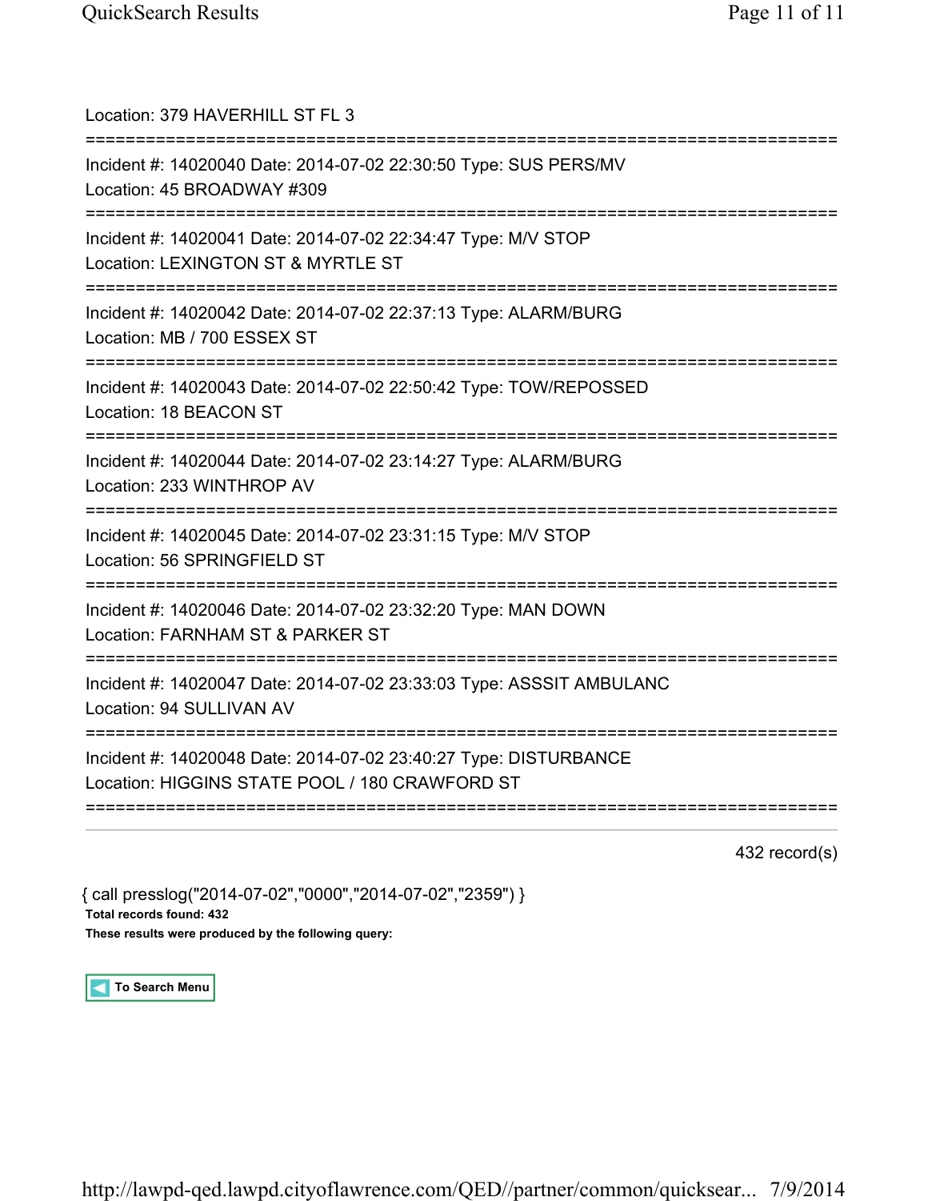Location: 379 HAVERHILL ST FL 3

===========================================================================

Incident #: 14020040 Date: 2014-07-02 22:30:50 Type: SUS PERS/MV

Location: 45 BROADWAY #309

===========================================================================

Incident #: 14020041 Date: 2014-07-02 22:34:47 Type: M/V STOP

Location: LEXINGTON ST & MYRTLE ST

===========================================================================

Incident #: 14020042 Date: 2014-07-02 22:37:13 Type: ALARM/BURG

Location: MB / 700 ESSEX ST

===========================================================================

Incident #: 14020043 Date: 2014-07-02 22:50:42 Type: TOW/REPOSSED

Location: 18 BEACON ST

===========================================================================

Incident #: 14020044 Date: 2014-07-02 23:14:27 Type: ALARM/BURG

Location: 233 WINTHROP AV

===========================================================================

Incident #: 14020045 Date: 2014-07-02 23:31:15 Type: M/V STOP

Location: 56 SPRINGFIELD ST

===========================================================================

Incident #: 14020046 Date: 2014-07-02 23:32:20 Type: MAN DOWN

Location: FARNHAM ST & PARKER ST

===========================================================================

Incident #: 14020047 Date: 2014-07-02 23:33:03 Type: ASSSIT AMBULANC

Location: 94 SULLIVAN AV

===========================================================================

Incident #: 14020048 Date: 2014-07-02 23:40:27 Type: DISTURBANCE

Location: HIGGINS STATE POOL / 180 CRAWFORD ST

===========================================================================

432 record(s)

{ call presslog("2014-07-02","0000","2014-07-02","2359") }

**Total records found: 432**

**These results were produced by the following query:**

To Search Menu